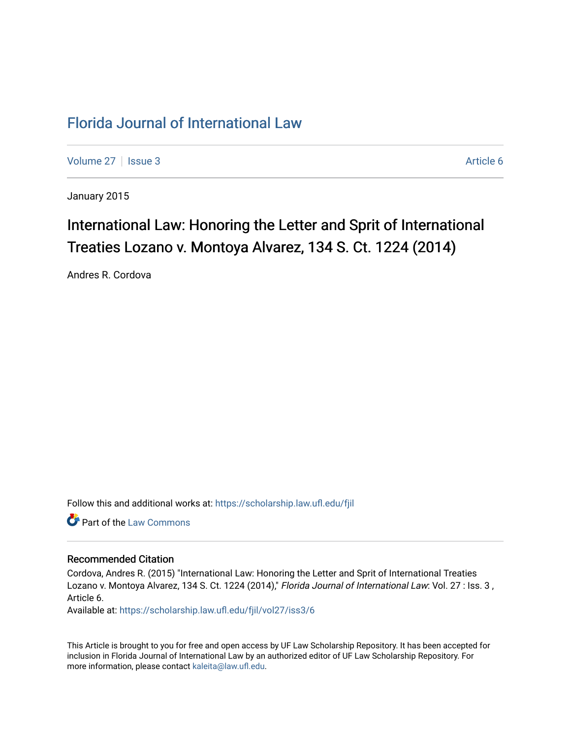# Florida Journal of International Law

Volume 27 | Issue 3 | Article 6

January 2015

## International Law: Honoring the Letter and Sprit of International Treaties Lozano v. Montoya Alvarez, 134 S. Ct. 1224 (2014)

Andres R. Cordova

Follow this and additional works at: https://scholarship.law.ufl.edu/fjil

Part of the Law Commons

### Recommended Citation

Cordova, Andres R. (2015) "International Law: Honoring the Letter and Sprit of International Treaties Lozano v. Montoya Alvarez, 134 S. Ct. 1224 (2014)," *Florida Journal of International Law*: Vol. 27 : Iss. 3 , Article 6.

Available at: https://scholarship.law.ufl.edu/fjil/vol27/iss3/6

This Article is brought to you for free and open access by UF Law Scholarship Repository. It has been accepted for inclusion in Florida Journal of International Law by an authorized editor of UF Law Scholarship Repository. For more information, please contact kaleita@law.ufl.edu.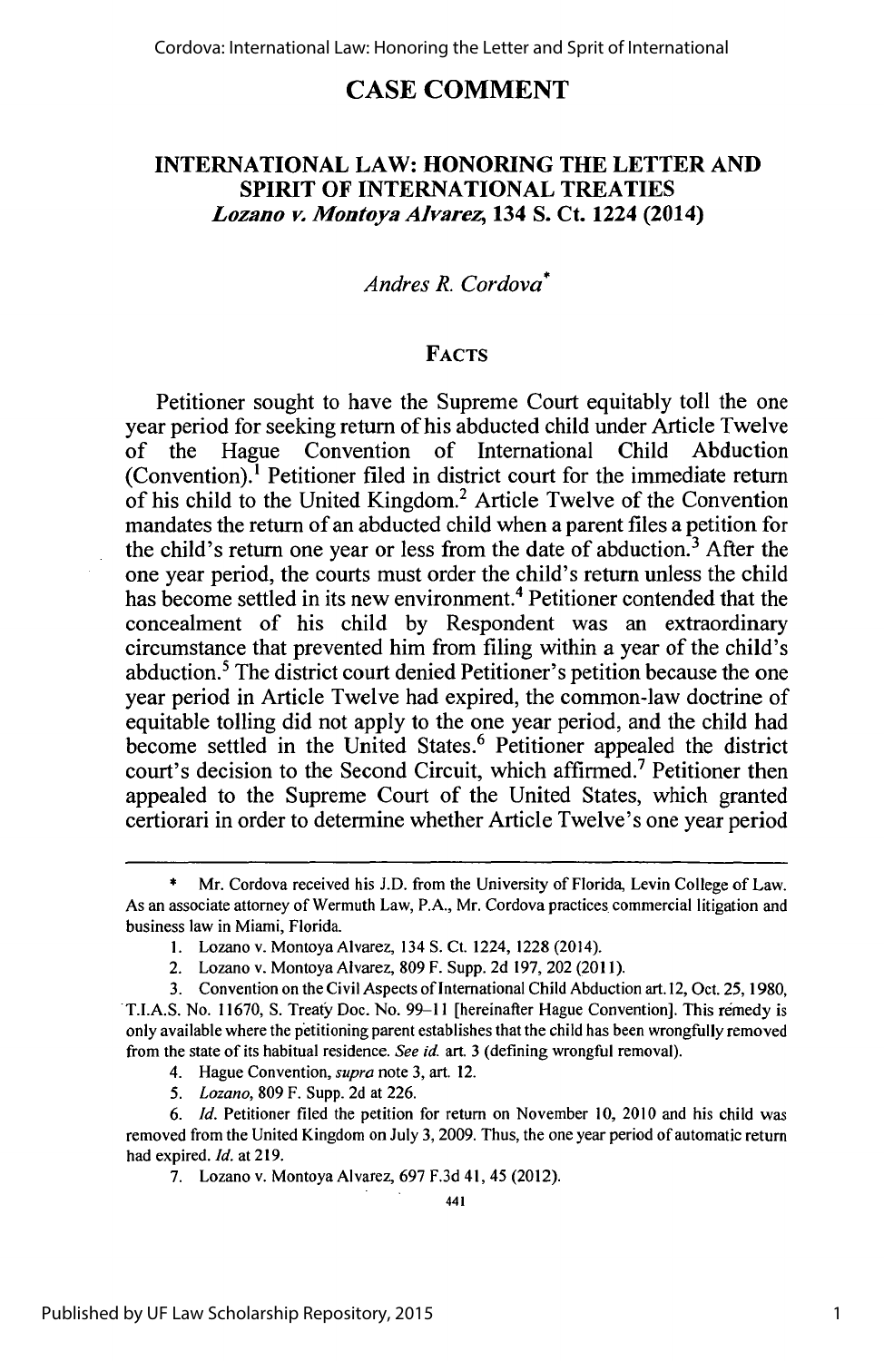# CASE COMMENT

## INTERNATIONAL LAW: HONORING THE LETTER AND SPIRIT OF INTERNATIONAL TREATIES

### *Lozano v. Montoya Alvarez*, 134 S. Ct. 1224 (2014)

*Andres R. Cordova*[*]

### FACTS

Petitioner sought to have the Supreme Court equitably toll the one year period for seeking return of his abducted child under Article Twelve of the Hague Convention of International Child Abduction (Convention).[1] Petitioner filed in district court for the immediate return of his child to the United Kingdom.[2] Article Twelve of the Convention mandates the return of an abducted child when a parent files a petition for the child's return one year or less from the date of abduction.[3] After the one year period, the courts must order the child's return unless the child has become settled in its new environment.[4] Petitioner contended that the concealment of his child by Respondent was an extraordinary circumstance that prevented him from filing within a year of the child's abduction.[5] The district court denied Petitioner's petition because the one year period in Article Twelve had expired, the common-law doctrine of equitable tolling did not apply to the one year period, and the child had become settled in the United States.[6] Petitioner appealed the district court's decision to the Second Circuit, which affirmed.[7] Petitioner then appealed to the Supreme Court of the United States, which granted certiorari in order to determine whether Article Twelve's one year period

---

\* Mr. Cordova received his J.D. from the University of Florida, Levin College of Law. As an associate attorney of Wermuth Law, P.A., Mr. Cordova practices commercial litigation and business law in Miami, Florida.

1. Lozano v. Montoya Alvarez, 134 S. Ct. 1224, 1228 (2014).

2. Lozano v. Montoya Alvarez, 809 F. Supp. 2d 197, 202 (2011).

3. Convention on the Civil Aspects of International Child Abduction art. 12, Oct. 25, 1980, T.I.A.S. No. 11670, S. Treaty Doc. No. 99–11 [hereinafter Hague Convention]. This remedy is only available where the petitioning parent establishes that the child has been wrongfully removed from the state of its habitual residence. *See id.* art. 3 (defining wrongful removal).

4. Hague Convention, *supra* note 3, art. 12.

5. *Lozano*, 809 F. Supp. 2d at 226.

6. *Id.* Petitioner filed the petition for return on November 10, 2010 and his child was removed from the United Kingdom on July 3, 2009. Thus, the one year period of automatic return had expired. *Id.* at 219.

7. Lozano v. Montoya Alvarez, 697 F.3d 41, 45 (2012).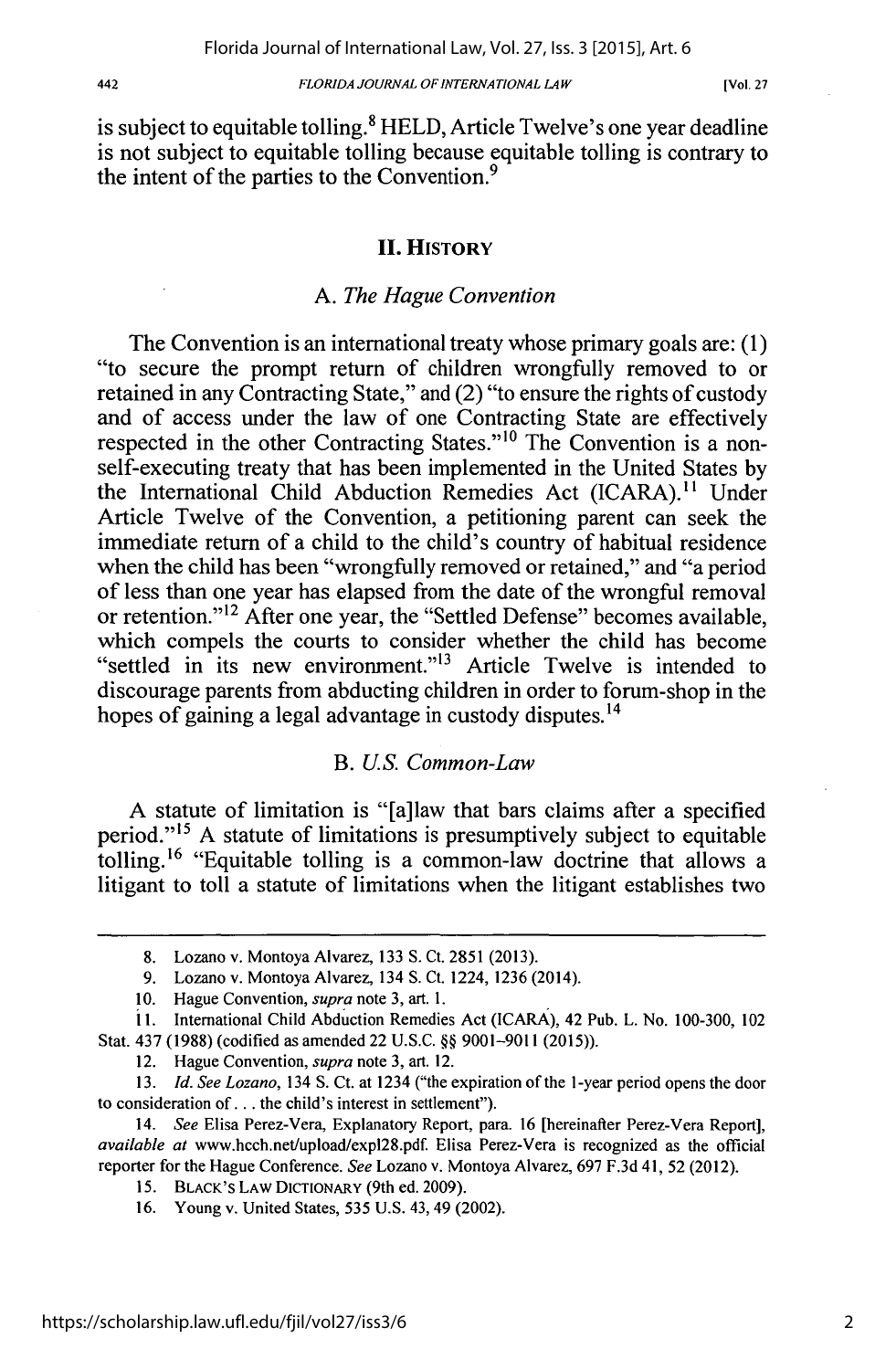is subject to equitable tolling.[8] HELD, Article Twelve's one year deadline is not subject to equitable tolling because equitable tolling is contrary to the intent of the parties to the Convention.[9]

## II. HISTORY

### A. *The Hague Convention*

The Convention is an international treaty whose primary goals are: (1) "to secure the prompt return of children wrongfully removed to or retained in any Contracting State," and (2) "to ensure the rights of custody and of access under the law of one Contracting State are effectively respected in the other Contracting States."[10] The Convention is a non-self-executing treaty that has been implemented in the United States by the International Child Abduction Remedies Act (ICARA).[11] Under Article Twelve of the Convention, a petitioning parent can seek the immediate return of a child to the child's country of habitual residence when the child has been "wrongfully removed or retained," and "a period of less than one year has elapsed from the date of the wrongful removal or retention."[12] After one year, the "Settled Defense" becomes available, which compels the courts to consider whether the child has become "settled in its new environment."[13] Article Twelve is intended to discourage parents from abducting children in order to forum-shop in the hopes of gaining a legal advantage in custody disputes.[14]

### B. *U.S. Common-Law*

A statute of limitation is "[a]law that bars claims after a specified period."[15] A statute of limitations is presumptively subject to equitable tolling.[16] "Equitable tolling is a common-law doctrine that allows a litigant to toll a statute of limitations when the litigant establishes two

---

8. Lozano v. Montoya Alvarez, 133 S. Ct. 2851 (2013).

9. Lozano v. Montoya Alvarez, 134 S. Ct. 1224, 1236 (2014).

10. Hague Convention, *supra* note 3, art. 1.

11. International Child Abduction Remedies Act (ICARA), 42 Pub. L. No. 100-300, 102 Stat. 437 (1988) (codified as amended 22 U.S.C. §§ 9001–9011 (2015)).

12. Hague Convention, *supra* note 3, art. 12.

13. *Id. See Lozano*, 134 S. Ct. at 1234 ("the expiration of the 1-year period opens the door to consideration of . . . the child's interest in settlement").

14. *See* Elisa Perez-Vera, Explanatory Report, para. 16 [hereinafter Perez-Vera Report], *available at* www.hcch.net/upload/expl28.pdf. Elisa Perez-Vera is recognized as the official reporter for the Hague Conference. *See* Lozano v. Montoya Alvarez, 697 F.3d 41, 52 (2012).

15. BLACK'S LAW DICTIONARY (9th ed. 2009).

16. Young v. United States, 535 U.S. 43, 49 (2002).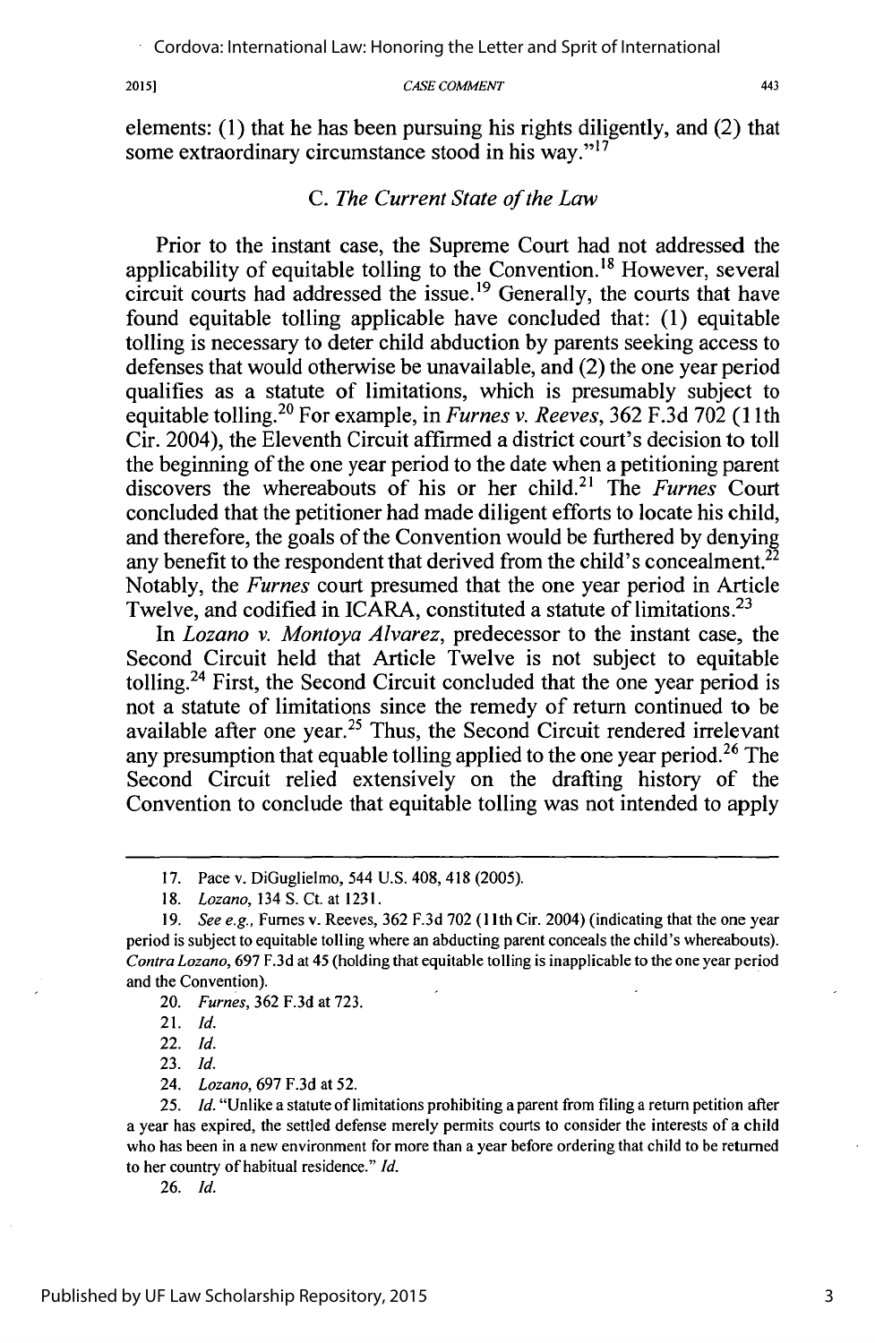elements: (1) that he has been pursuing his rights diligently, and (2) that some extraordinary circumstance stood in his way."[17]

### C. *The Current State of the Law*

Prior to the instant case, the Supreme Court had not addressed the applicability of equitable tolling to the Convention.[18] However, several circuit courts had addressed the issue.[19] Generally, the courts that have found equitable tolling applicable have concluded that: (1) equitable tolling is necessary to deter child abduction by parents seeking access to defenses that would otherwise be unavailable, and (2) the one year period qualifies as a statute of limitations, which is presumably subject to equitable tolling.[20] For example, in *Furnes v. Reeves*, 362 F.3d 702 (11th Cir. 2004), the Eleventh Circuit affirmed a district court's decision to toll the beginning of the one year period to the date when a petitioning parent discovers the whereabouts of his or her child.[21] The *Furnes* Court concluded that the petitioner had made diligent efforts to locate his child, and therefore, the goals of the Convention would be furthered by denying any benefit to the respondent that derived from the child's concealment.[22] Notably, the *Furnes* court presumed that the one year period in Article Twelve, and codified in ICARA, constituted a statute of limitations.[23]

In *Lozano v. Montoya Alvarez*, predecessor to the instant case, the Second Circuit held that Article Twelve is not subject to equitable tolling.[24] First, the Second Circuit concluded that the one year period is not a statute of limitations since the remedy of return continued to be available after one year.[25] Thus, the Second Circuit rendered irrelevant any presumption that equable tolling applied to the one year period.[26] The Second Circuit relied extensively on the drafting history of the Convention to conclude that equitable tolling was not intended to apply

---

17. Pace v. DiGuglielmo, 544 U.S. 408, 418 (2005).

18. *Lozano*, 134 S. Ct. at 1231.

19. *See e.g.*, Furnes v. Reeves, 362 F.3d 702 (11th Cir. 2004) (indicating that the one year period is subject to equitable tolling where an abducting parent conceals the child's whereabouts). *Contra Lozano*, 697 F.3d at 45 (holding that equitable tolling is inapplicable to the one year period and the Convention).

20. *Furnes*, 362 F.3d at 723.

21. *Id.*

22. *Id.*

23. *Id.*

24. *Lozano*, 697 F.3d at 52.

25. *Id.* "Unlike a statute of limitations prohibiting a parent from filing a return petition after a year has expired, the settled defense merely permits courts to consider the interests of a child who has been in a new environment for more than a year before ordering that child to be returned to her country of habitual residence." *Id.*

26. *Id.*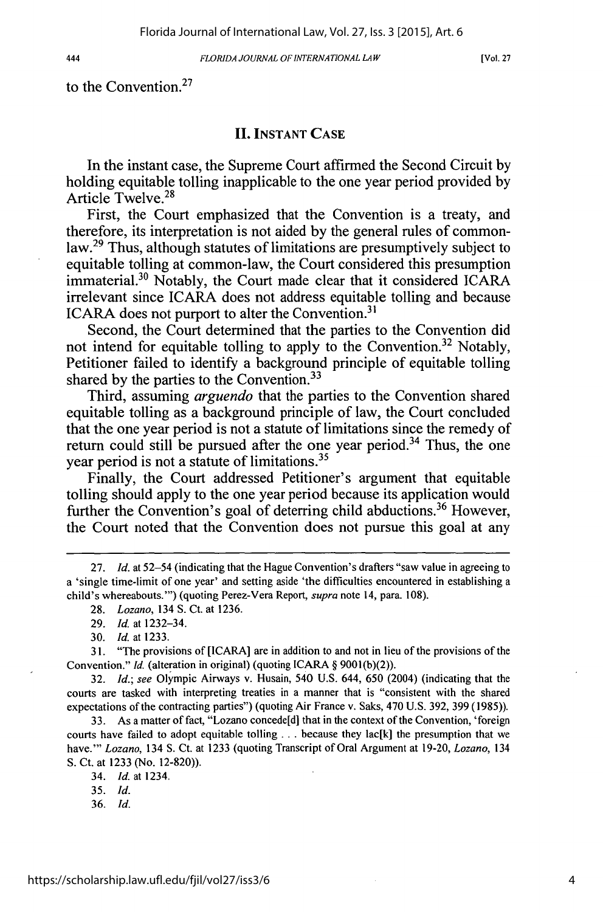to the Convention.[27]

## II. INSTANT CASE

In the instant case, the Supreme Court affirmed the Second Circuit by holding equitable tolling inapplicable to the one year period provided by Article Twelve.[28]

First, the Court emphasized that the Convention is a treaty, and therefore, its interpretation is not aided by the general rules of common-law.[29] Thus, although statutes of limitations are presumptively subject to equitable tolling at common-law, the Court considered this presumption immaterial.[30] Notably, the Court made clear that it considered ICARA irrelevant since ICARA does not address equitable tolling and because ICARA does not purport to alter the Convention.[31]

Second, the Court determined that the parties to the Convention did not intend for equitable tolling to apply to the Convention.[32] Notably, Petitioner failed to identify a background principle of equitable tolling shared by the parties to the Convention.[33]

Third, assuming *arguendo* that the parties to the Convention shared equitable tolling as a background principle of law, the Court concluded that the one year period is not a statute of limitations since the remedy of return could still be pursued after the one year period.[34] Thus, the one year period is not a statute of limitations.[35]

Finally, the Court addressed Petitioner's argument that equitable tolling should apply to the one year period because its application would further the Convention's goal of deterring child abductions.[36] However, the Court noted that the Convention does not pursue this goal at any

---

27. *Id.* at 52–54 (indicating that the Hague Convention's drafters "saw value in agreeing to a 'single time-limit of one year' and setting aside 'the difficulties encountered in establishing a child's whereabouts.'") (quoting Perez-Vera Report, *supra* note 14, para. 108).

28. *Lozano*, 134 S. Ct. at 1236.

29. *Id.* at 1232–34.

30. *Id.* at 1233.

31. "The provisions of [ICARA] are in addition to and not in lieu of the provisions of the Convention." *Id.* (alteration in original) (quoting ICARA § 9001(b)(2)).

32. *Id.*; *see* Olympic Airways v. Husain, 540 U.S. 644, 650 (2004) (indicating that the courts are tasked with interpreting treaties in a manner that is "consistent with the shared expectations of the contracting parties") (quoting Air France v. Saks, 470 U.S. 392, 399 (1985)).

33. As a matter of fact, "Lozano concede[d] that in the context of the Convention, 'foreign courts have failed to adopt equitable tolling . . . because they lac[k] the presumption that we have.'" *Lozano*, 134 S. Ct. at 1233 (quoting Transcript of Oral Argument at 19-20, *Lozano*, 134 S. Ct. at 1233 (No. 12-820)).

34. *Id.* at 1234.

35. *Id.*

36. *Id.*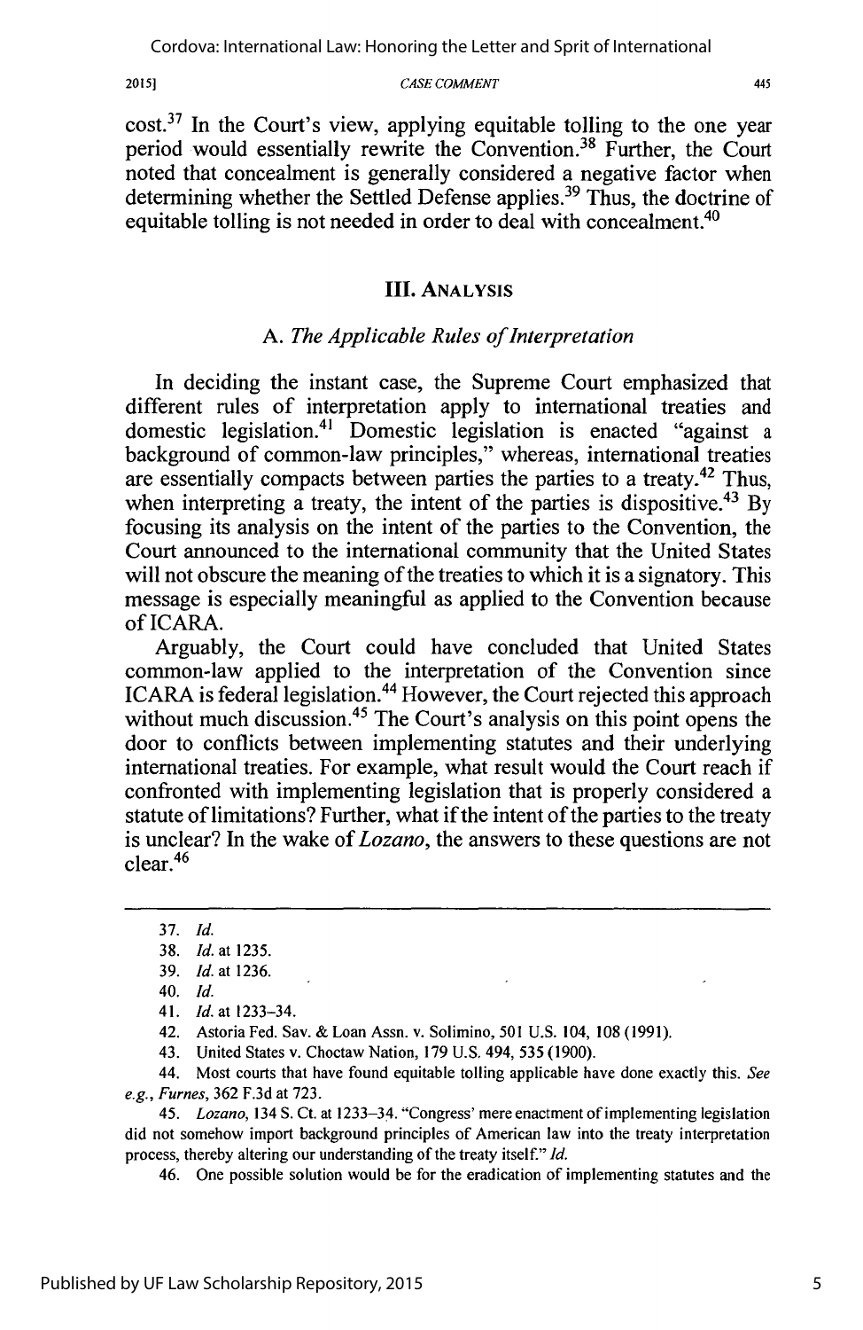cost.[37] In the Court's view, applying equitable tolling to the one year period would essentially rewrite the Convention.[38] Further, the Court noted that concealment is generally considered a negative factor when determining whether the Settled Defense applies.[39] Thus, the doctrine of equitable tolling is not needed in order to deal with concealment.[40]

## III. ANALYSIS

### A. *The Applicable Rules of Interpretation*

In deciding the instant case, the Supreme Court emphasized that different rules of interpretation apply to international treaties and domestic legislation.[41] Domestic legislation is enacted "against a background of common-law principles," whereas, international treaties are essentially compacts between parties the parties to a treaty.[42] Thus, when interpreting a treaty, the intent of the parties is dispositive.[43] By focusing its analysis on the intent of the parties to the Convention, the Court announced to the international community that the United States will not obscure the meaning of the treaties to which it is a signatory. This message is especially meaningful as applied to the Convention because of ICARA.

Arguably, the Court could have concluded that United States common-law applied to the interpretation of the Convention since ICARA is federal legislation.[44] However, the Court rejected this approach without much discussion.[45] The Court's analysis on this point opens the door to conflicts between implementing statutes and their underlying international treaties. For example, what result would the Court reach if confronted with implementing legislation that is properly considered a statute of limitations? Further, what if the intent of the parties to the treaty is unclear? In the wake of *Lozano*, the answers to these questions are not clear.[46]

---

37. *Id.*

38. *Id.* at 1235.

39. *Id.* at 1236.

40. *Id.*

41. *Id.* at 1233–34.

42. Astoria Fed. Sav. & Loan Assn. v. Solimino, 501 U.S. 104, 108 (1991).

43. United States v. Choctaw Nation, 179 U.S. 494, 535 (1900).

44. Most courts that have found equitable tolling applicable have done exactly this. *See e.g.*, *Furnes*, 362 F.3d at 723.

45. *Lozano*, 134 S. Ct. at 1233–34. "Congress' mere enactment of implementing legislation did not somehow import background principles of American law into the treaty interpretation process, thereby altering our understanding of the treaty itself." *Id.*

46. One possible solution would be for the eradication of implementing statutes and the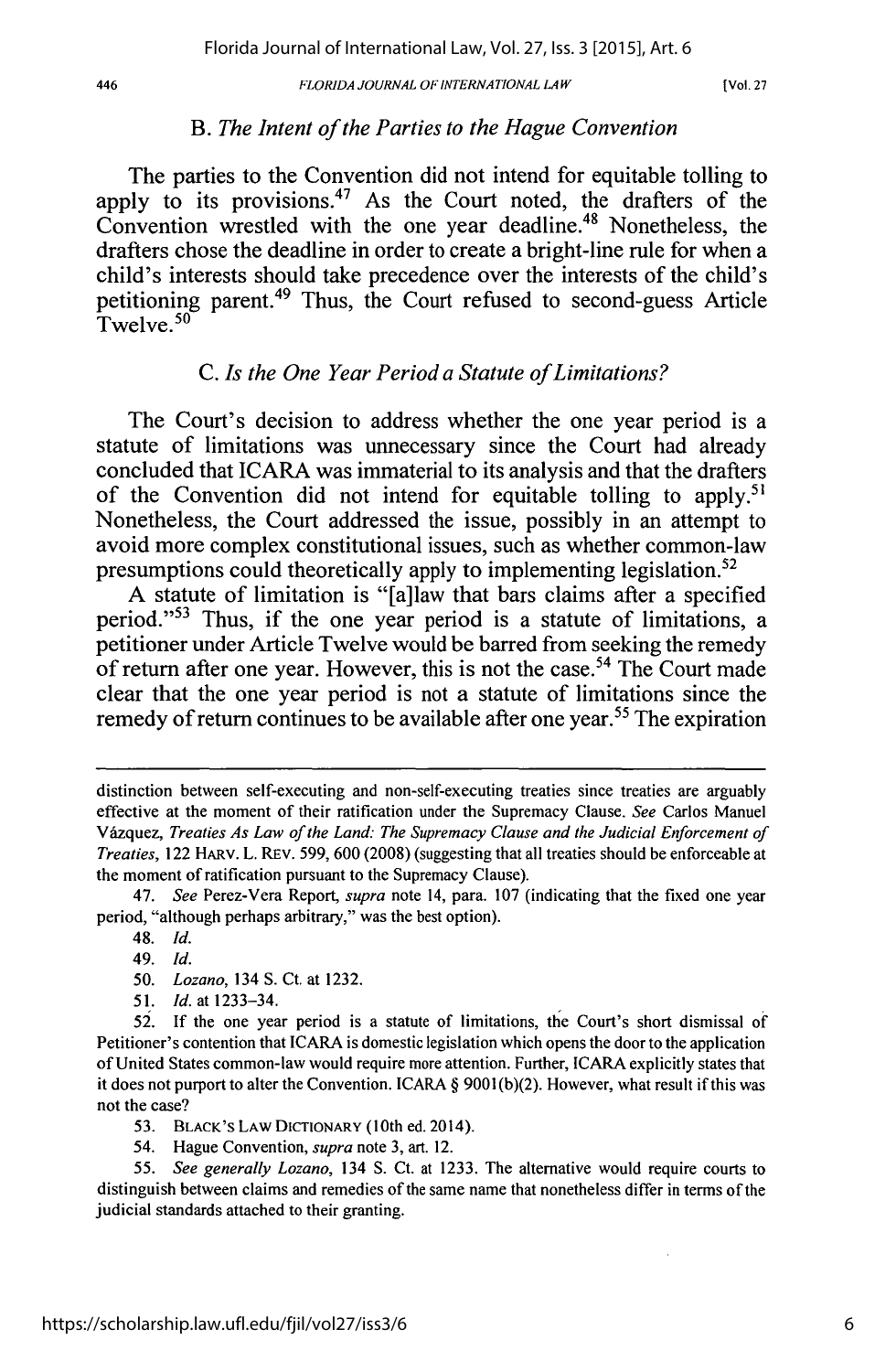### B. *The Intent of the Parties to the Hague Convention*

The parties to the Convention did not intend for equitable tolling to apply to its provisions.[47] As the Court noted, the drafters of the Convention wrestled with the one year deadline.[48] Nonetheless, the drafters chose the deadline in order to create a bright-line rule for when a child's interests should take precedence over the interests of the child's petitioning parent.[49] Thus, the Court refused to second-guess Article Twelve.[50]

### C. *Is the One Year Period a Statute of Limitations?*

The Court's decision to address whether the one year period is a statute of limitations was unnecessary since the Court had already concluded that ICARA was immaterial to its analysis and that the drafters of the Convention did not intend for equitable tolling to apply.[51] Nonetheless, the Court addressed the issue, possibly in an attempt to avoid more complex constitutional issues, such as whether common-law presumptions could theoretically apply to implementing legislation.[52]

A statute of limitation is "[a]law that bars claims after a specified period."[53] Thus, if the one year period is a statute of limitations, a petitioner under Article Twelve would be barred from seeking the remedy of return after one year. However, this is not the case.[54] The Court made clear that the one year period is not a statute of limitations since the remedy of return continues to be available after one year.[55] The expiration

---

distinction between self-executing and non-self-executing treaties since treaties are arguably effective at the moment of their ratification under the Supremacy Clause. *See* Carlos Manuel Vázquez, *Treaties As Law of the Land: The Supremacy Clause and the Judicial Enforcement of Treaties*, 122 HARV. L. REV. 599, 600 (2008) (suggesting that all treaties should be enforceable at the moment of ratification pursuant to the Supremacy Clause).

47. *See* Perez-Vera Report, *supra* note 14, para. 107 (indicating that the fixed one year period, "although perhaps arbitrary," was the best option).

48. *Id.*

49. *Id.*

50. *Lozano*, 134 S. Ct. at 1232.

51. *Id.* at 1233–34.

52. If the one year period is a statute of limitations, the Court's short dismissal of Petitioner's contention that ICARA is domestic legislation which opens the door to the application of United States common-law would require more attention. Further, ICARA explicitly states that it does not purport to alter the Convention. ICARA § 9001(b)(2). However, what result if this was not the case?

53. BLACK'S LAW DICTIONARY (10th ed. 2014).

54. Hague Convention, *supra* note 3, art. 12.

55. *See generally Lozano*, 134 S. Ct. at 1233. The alternative would require courts to distinguish between claims and remedies of the same name that nonetheless differ in terms of the judicial standards attached to their granting.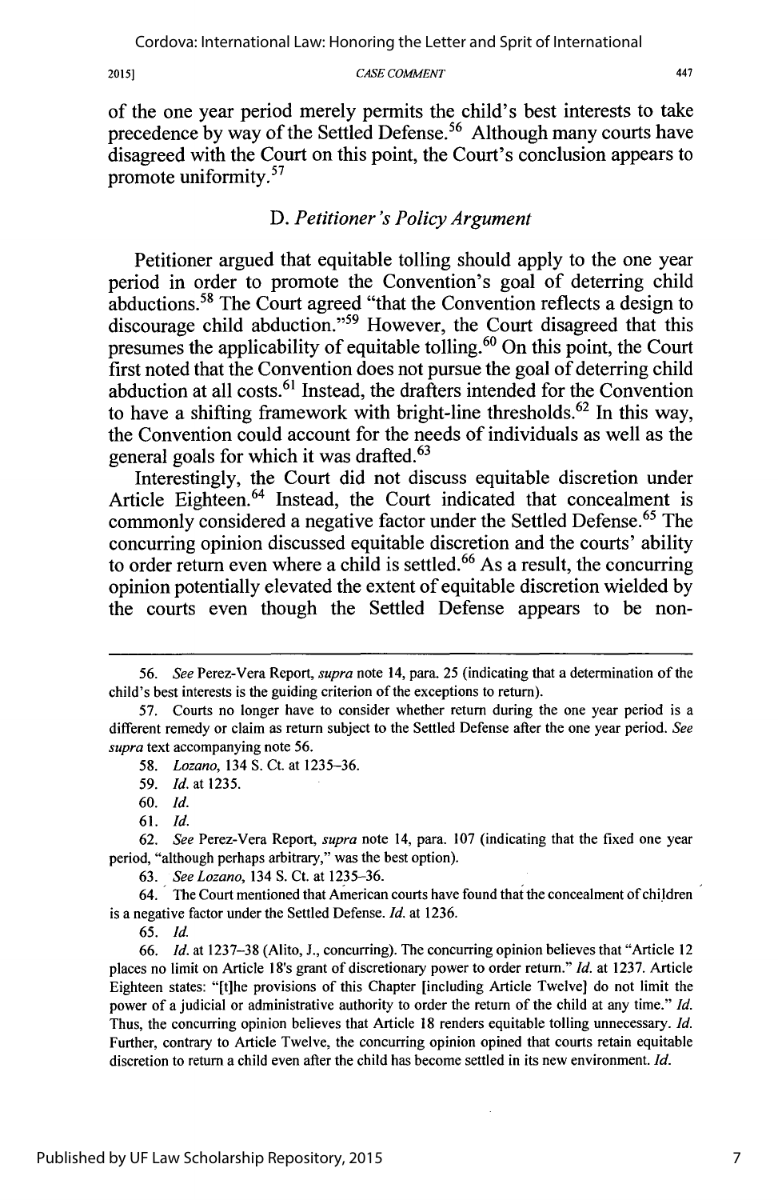of the one year period merely permits the child's best interests to take precedence by way of the Settled Defense.[56] Although many courts have disagreed with the Court on this point, the Court's conclusion appears to promote uniformity.[57]

### D. *Petitioner's Policy Argument*

Petitioner argued that equitable tolling should apply to the one year period in order to promote the Convention's goal of deterring child abductions.[58] The Court agreed "that the Convention reflects a design to discourage child abduction."[59] However, the Court disagreed that this presumes the applicability of equitable tolling.[60] On this point, the Court first noted that the Convention does not pursue the goal of deterring child abduction at all costs.[61] Instead, the drafters intended for the Convention to have a shifting framework with bright-line thresholds.[62] In this way, the Convention could account for the needs of individuals as well as the general goals for which it was drafted.[63]

Interestingly, the Court did not discuss equitable discretion under Article Eighteen.[64] Instead, the Court indicated that concealment is commonly considered a negative factor under the Settled Defense.[65] The concurring opinion discussed equitable discretion and the courts' ability to order return even where a child is settled.[66] As a result, the concurring opinion potentially elevated the extent of equitable discretion wielded by the courts even though the Settled Defense appears to be non-

---

56. *See* Perez-Vera Report, *supra* note 14, para. 25 (indicating that a determination of the child's best interests is the guiding criterion of the exceptions to return).

57. Courts no longer have to consider whether return during the one year period is a different remedy or claim as return subject to the Settled Defense after the one year period. *See supra* text accompanying note 56.

58. *Lozano*, 134 S. Ct. at 1235–36.

59. *Id.* at 1235.

60. *Id.*

61. *Id.*

62. *See* Perez-Vera Report, *supra* note 14, para. 107 (indicating that the fixed one year period, "although perhaps arbitrary," was the best option).

63. *See Lozano*, 134 S. Ct. at 1235–36.

64. The Court mentioned that American courts have found that the concealment of children is a negative factor under the Settled Defense. *Id.* at 1236.

65. *Id.*

66. *Id.* at 1237–38 (Alito, J., concurring). The concurring opinion believes that "Article 12 places no limit on Article 18's grant of discretionary power to order return." *Id.* at 1237. Article Eighteen states: "[t]he provisions of this Chapter [including Article Twelve] do not limit the power of a judicial or administrative authority to order the return of the child at any time." *Id.* Thus, the concurring opinion believes that Article 18 renders equitable tolling unnecessary. *Id.* Further, contrary to Article Twelve, the concurring opinion opined that courts retain equitable discretion to return a child even after the child has become settled in its new environment. *Id.*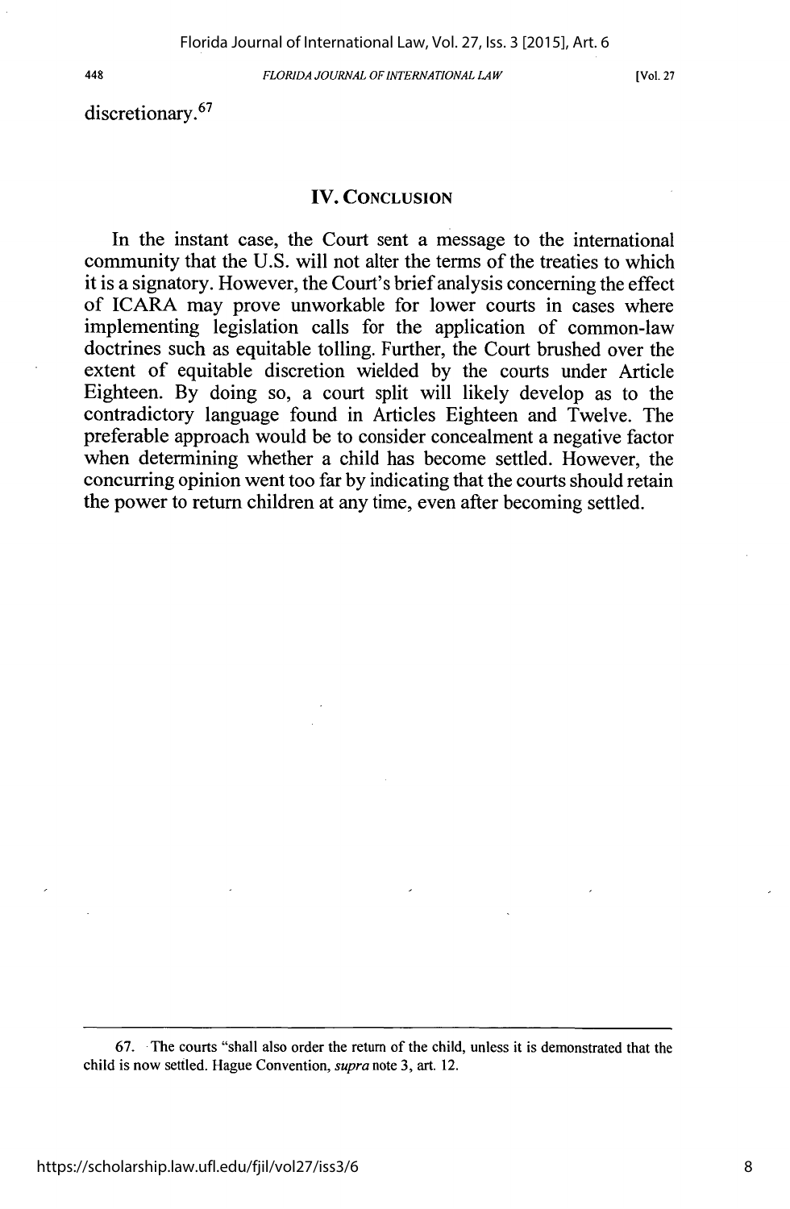discretionary.[67]

## IV. CONCLUSION

In the instant case, the Court sent a message to the international community that the U.S. will not alter the terms of the treaties to which it is a signatory. However, the Court's brief analysis concerning the effect of ICARA may prove unworkable for lower courts in cases where implementing legislation calls for the application of common-law doctrines such as equitable tolling. Further, the Court brushed over the extent of equitable discretion wielded by the courts under Article Eighteen. By doing so, a court split will likely develop as to the contradictory language found in Articles Eighteen and Twelve. The preferable approach would be to consider concealment a negative factor when determining whether a child has become settled. However, the concurring opinion went too far by indicating that the courts should retain the power to return children at any time, even after becoming settled.

---

67. The courts "shall also order the return of the child, unless it is demonstrated that the child is now settled. Hague Convention, *supra* note 3, art. 12.